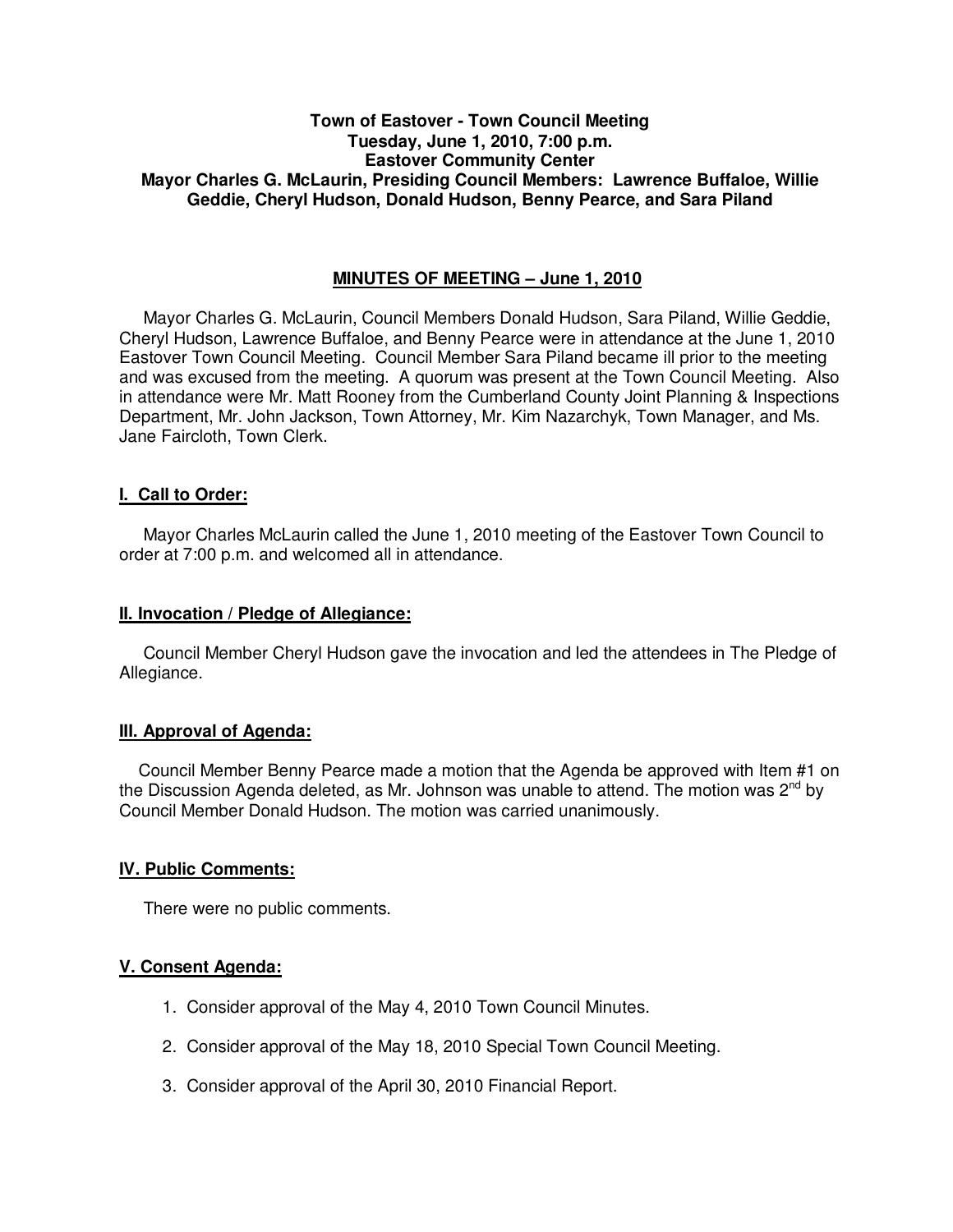**Town of Eastover - Town Council Meeting**
**Tuesday, June 1, 2010, 7:00 p.m.**
**Eastover Community Center**
**Mayor Charles G. McLaurin, Presiding Council Members: Lawrence Buffaloe, Willie Geddie, Cheryl Hudson, Donald Hudson, Benny Pearce, and Sara Piland**

## MINUTES OF MEETING – June 1, 2010

Mayor Charles G. McLaurin, Council Members Donald Hudson, Sara Piland, Willie Geddie, Cheryl Hudson, Lawrence Buffaloe, and Benny Pearce were in attendance at the June 1, 2010 Eastover Town Council Meeting. Council Member Sara Piland became ill prior to the meeting and was excused from the meeting. A quorum was present at the Town Council Meeting. Also in attendance were Mr. Matt Rooney from the Cumberland County Joint Planning & Inspections Department, Mr. John Jackson, Town Attorney, Mr. Kim Nazarchyk, Town Manager, and Ms. Jane Faircloth, Town Clerk.

### I. Call to Order:

Mayor Charles McLaurin called the June 1, 2010 meeting of the Eastover Town Council to order at 7:00 p.m. and welcomed all in attendance.

### II. Invocation / Pledge of Allegiance:

Council Member Cheryl Hudson gave the invocation and led the attendees in The Pledge of Allegiance.

### III. Approval of Agenda:

Council Member Benny Pearce made a motion that the Agenda be approved with Item #1 on the Discussion Agenda deleted, as Mr. Johnson was unable to attend. The motion was 2nd by Council Member Donald Hudson. The motion was carried unanimously.

### IV. Public Comments:

There were no public comments.

### V. Consent Agenda:

1. Consider approval of the May 4, 2010 Town Council Minutes.
2. Consider approval of the May 18, 2010 Special Town Council Meeting.
3. Consider approval of the April 30, 2010 Financial Report.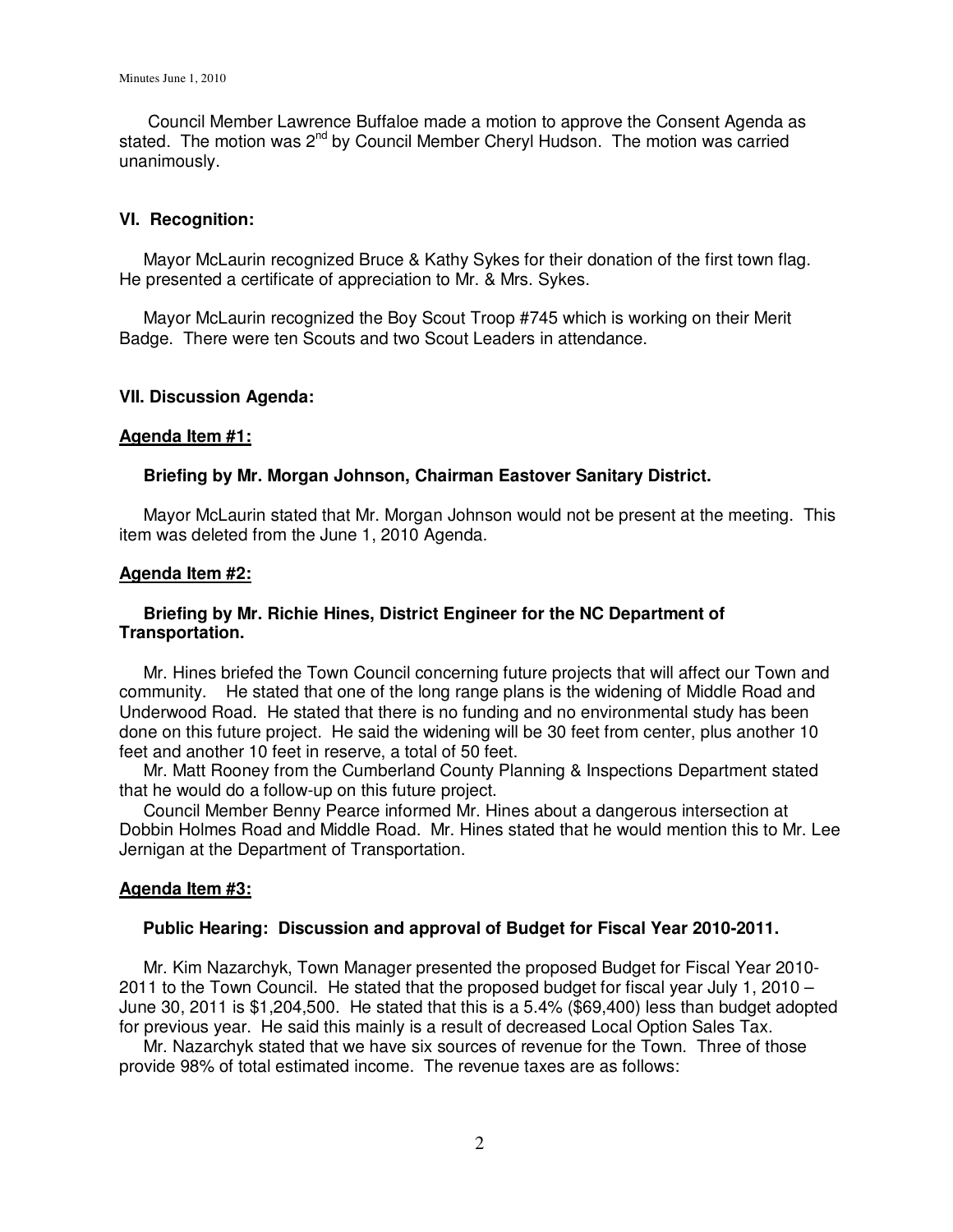Council Member Lawrence Buffaloe made a motion to approve the Consent Agenda as stated. The motion was 2nd by Council Member Cheryl Hudson. The motion was carried unanimously.

### VI. Recognition:

Mayor McLaurin recognized Bruce & Kathy Sykes for their donation of the first town flag. He presented a certificate of appreciation to Mr. & Mrs. Sykes.

Mayor McLaurin recognized the Boy Scout Troop #745 which is working on their Merit Badge. There were ten Scouts and two Scout Leaders in attendance.

### VII. Discussion Agenda:

**Agenda Item #1:**

**Briefing by Mr. Morgan Johnson, Chairman Eastover Sanitary District.**

Mayor McLaurin stated that Mr. Morgan Johnson would not be present at the meeting. This item was deleted from the June 1, 2010 Agenda.

**Agenda Item #2:**

**Briefing by Mr. Richie Hines, District Engineer for the NC Department of Transportation.**

Mr. Hines briefed the Town Council concerning future projects that will affect our Town and community. He stated that one of the long range plans is the widening of Middle Road and Underwood Road. He stated that there is no funding and no environmental study has been done on this future project. He said the widening will be 30 feet from center, plus another 10 feet and another 10 feet in reserve, a total of 50 feet.

Mr. Matt Rooney from the Cumberland County Planning & Inspections Department stated that he would do a follow-up on this future project.

Council Member Benny Pearce informed Mr. Hines about a dangerous intersection at Dobbin Holmes Road and Middle Road. Mr. Hines stated that he would mention this to Mr. Lee Jernigan at the Department of Transportation.

**Agenda Item #3:**

**Public Hearing: Discussion and approval of Budget for Fiscal Year 2010-2011.**

Mr. Kim Nazarchyk, Town Manager presented the proposed Budget for Fiscal Year 2010-2011 to the Town Council. He stated that the proposed budget for fiscal year July 1, 2010 – June 30, 2011 is $1,204,500. He stated that this is a 5.4% ($69,400) less than budget adopted for previous year. He said this mainly is a result of decreased Local Option Sales Tax.

Mr. Nazarchyk stated that we have six sources of revenue for the Town. Three of those provide 98% of total estimated income. The revenue taxes are as follows: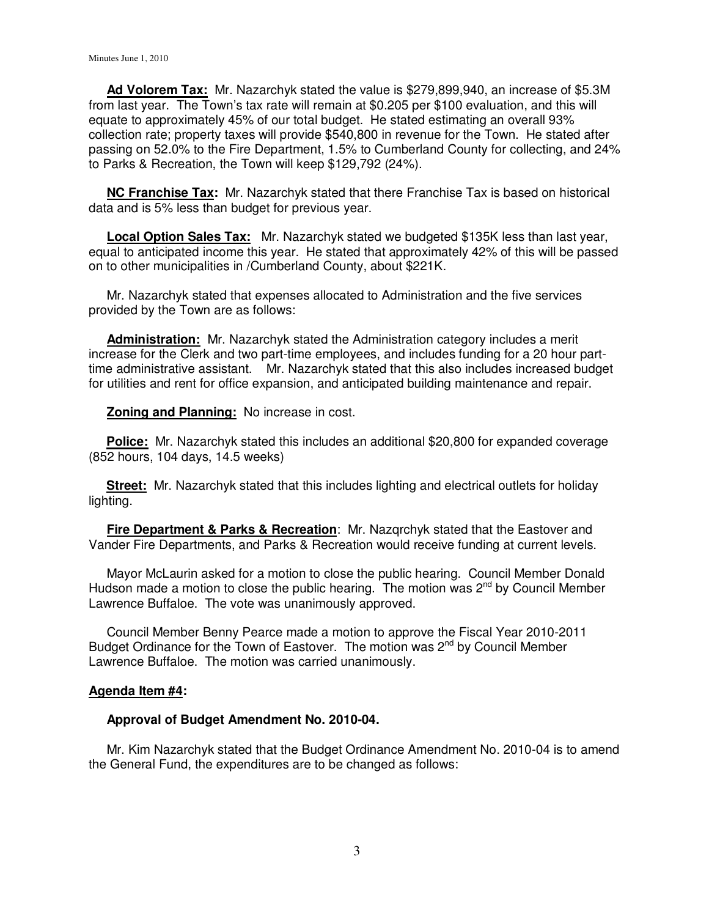**Ad Volorem Tax:** Mr. Nazarchyk stated the value is $279,899,940, an increase of $5.3M from last year. The Town's tax rate will remain at $0.205 per $100 evaluation, and this will equate to approximately 45% of our total budget. He stated estimating an overall 93% collection rate; property taxes will provide $540,800 in revenue for the Town. He stated after passing on 52.0% to the Fire Department, 1.5% to Cumberland County for collecting, and 24% to Parks & Recreation, the Town will keep $129,792 (24%).

**NC Franchise Tax:** Mr. Nazarchyk stated that there Franchise Tax is based on historical data and is 5% less than budget for previous year.

**Local Option Sales Tax:** Mr. Nazarchyk stated we budgeted $135K less than last year, equal to anticipated income this year. He stated that approximately 42% of this will be passed on to other municipalities in /Cumberland County, about $221K.

Mr. Nazarchyk stated that expenses allocated to Administration and the five services provided by the Town are as follows:

**Administration:** Mr. Nazarchyk stated the Administration category includes a merit increase for the Clerk and two part-time employees, and includes funding for a 20 hour part-time administrative assistant. Mr. Nazarchyk stated that this also includes increased budget for utilities and rent for office expansion, and anticipated building maintenance and repair.

**Zoning and Planning:** No increase in cost.

**Police:** Mr. Nazarchyk stated this includes an additional $20,800 for expanded coverage (852 hours, 104 days, 14.5 weeks)

**Street:** Mr. Nazarchyk stated that this includes lighting and electrical outlets for holiday lighting.

**Fire Department & Parks & Recreation**: Mr. Nazqrchyk stated that the Eastover and Vander Fire Departments, and Parks & Recreation would receive funding at current levels.

Mayor McLaurin asked for a motion to close the public hearing. Council Member Donald Hudson made a motion to close the public hearing. The motion was 2nd by Council Member Lawrence Buffaloe. The vote was unanimously approved.

Council Member Benny Pearce made a motion to approve the Fiscal Year 2010-2011 Budget Ordinance for the Town of Eastover. The motion was 2nd by Council Member Lawrence Buffaloe. The motion was carried unanimously.

**Agenda Item #4:**

**Approval of Budget Amendment No. 2010-04.**

Mr. Kim Nazarchyk stated that the Budget Ordinance Amendment No. 2010-04 is to amend the General Fund, the expenditures are to be changed as follows: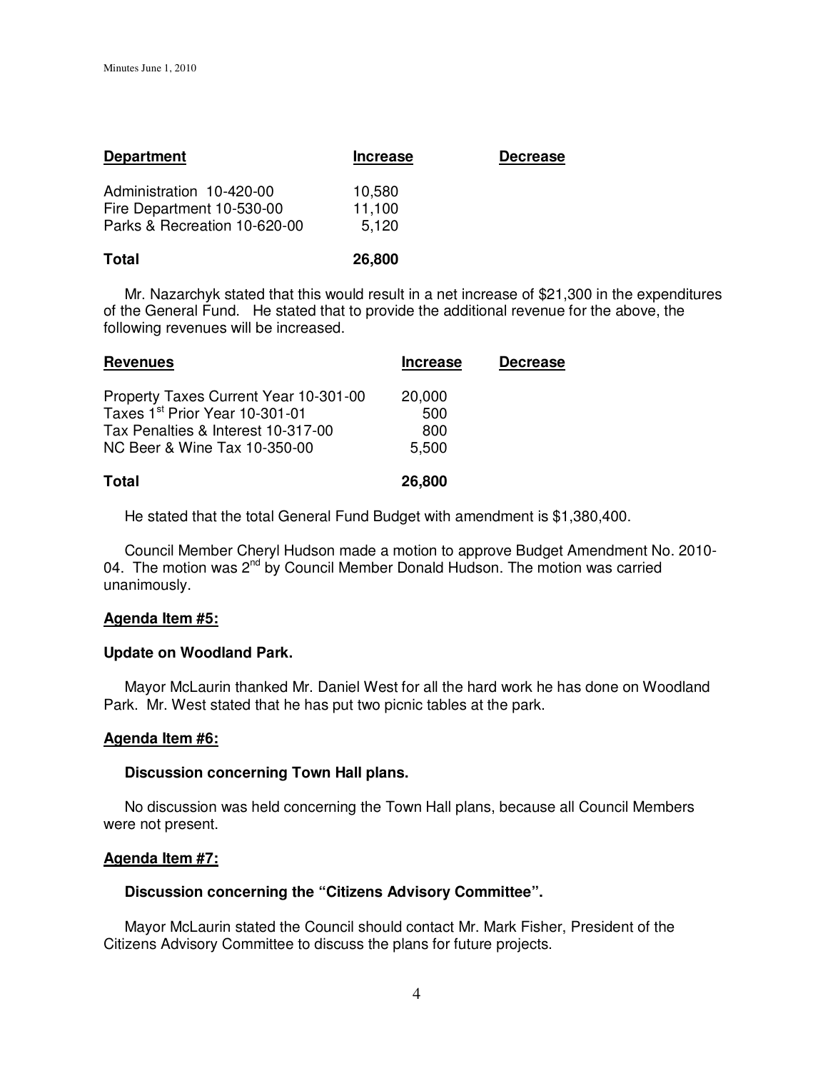| **Department** | **Increase** | **Decrease** |
| --- | --- | --- |
| Administration 10-420-00 | 10,580 | |
| Fire Department 10-530-00 | 11,100 | |
| Parks & Recreation 10-620-00 | 5,120 | |
| **Total** | **26,800** | |

Mr. Nazarchyk stated that this would result in a net increase of $21,300 in the expenditures of the General Fund. He stated that to provide the additional revenue for the above, the following revenues will be increased.

| **Revenues** | **Increase** | **Decrease** |
| --- | --- | --- |
| Property Taxes Current Year 10-301-00 | 20,000 | |
| Taxes 1st Prior Year 10-301-01 | 500 | |
| Tax Penalties & Interest 10-317-00 | 800 | |
| NC Beer & Wine Tax 10-350-00 | 5,500 | |
| **Total** | **26,800** | |

He stated that the total General Fund Budget with amendment is $1,380,400.

Council Member Cheryl Hudson made a motion to approve Budget Amendment No. 2010-04. The motion was 2nd by Council Member Donald Hudson. The motion was carried unanimously.

**Agenda Item #5:**

**Update on Woodland Park.**

Mayor McLaurin thanked Mr. Daniel West for all the hard work he has done on Woodland Park. Mr. West stated that he has put two picnic tables at the park.

**Agenda Item #6:**

**Discussion concerning Town Hall plans.**

No discussion was held concerning the Town Hall plans, because all Council Members were not present.

**Agenda Item #7:**

**Discussion concerning the "Citizens Advisory Committee".**

Mayor McLaurin stated the Council should contact Mr. Mark Fisher, President of the Citizens Advisory Committee to discuss the plans for future projects.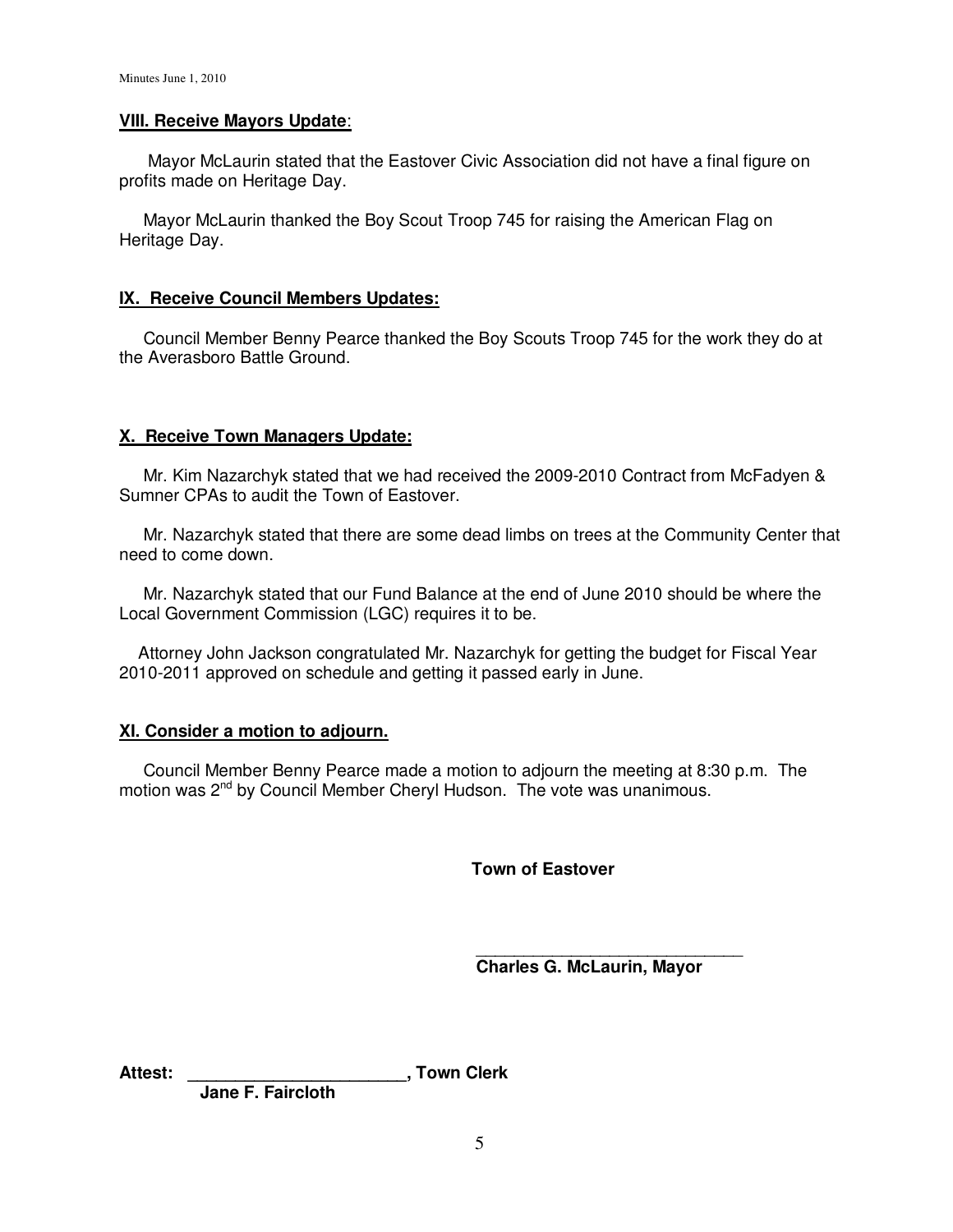**VIII. Receive Mayors Update**:

Mayor McLaurin stated that the Eastover Civic Association did not have a final figure on profits made on Heritage Day.

Mayor McLaurin thanked the Boy Scout Troop 745 for raising the American Flag on Heritage Day.

**IX. Receive Council Members Updates:**

Council Member Benny Pearce thanked the Boy Scouts Troop 745 for the work they do at the Averasboro Battle Ground.

**X. Receive Town Managers Update:**

Mr. Kim Nazarchyk stated that we had received the 2009-2010 Contract from McFadyen & Sumner CPAs to audit the Town of Eastover.

Mr. Nazarchyk stated that there are some dead limbs on trees at the Community Center that need to come down.

Mr. Nazarchyk stated that our Fund Balance at the end of June 2010 should be where the Local Government Commission (LGC) requires it to be.

Attorney John Jackson congratulated Mr. Nazarchyk for getting the budget for Fiscal Year 2010-2011 approved on schedule and getting it passed early in June.

**XI. Consider a motion to adjourn.**

Council Member Benny Pearce made a motion to adjourn the meeting at 8:30 p.m. The motion was 2nd by Council Member Cheryl Hudson. The vote was unanimous.

**Town of Eastover**

\_\_\_\_\_\_\_\_\_\_\_\_\_\_\_\_\_\_\_\_\_\_\_\_\_\_\_\_\_\_
**Charles G. McLaurin, Mayor**

**Attest: \_\_\_\_\_\_\_\_\_\_\_\_\_\_\_\_\_\_\_\_\_\_\_\_, Town Clerk**
**Jane F. Faircloth**